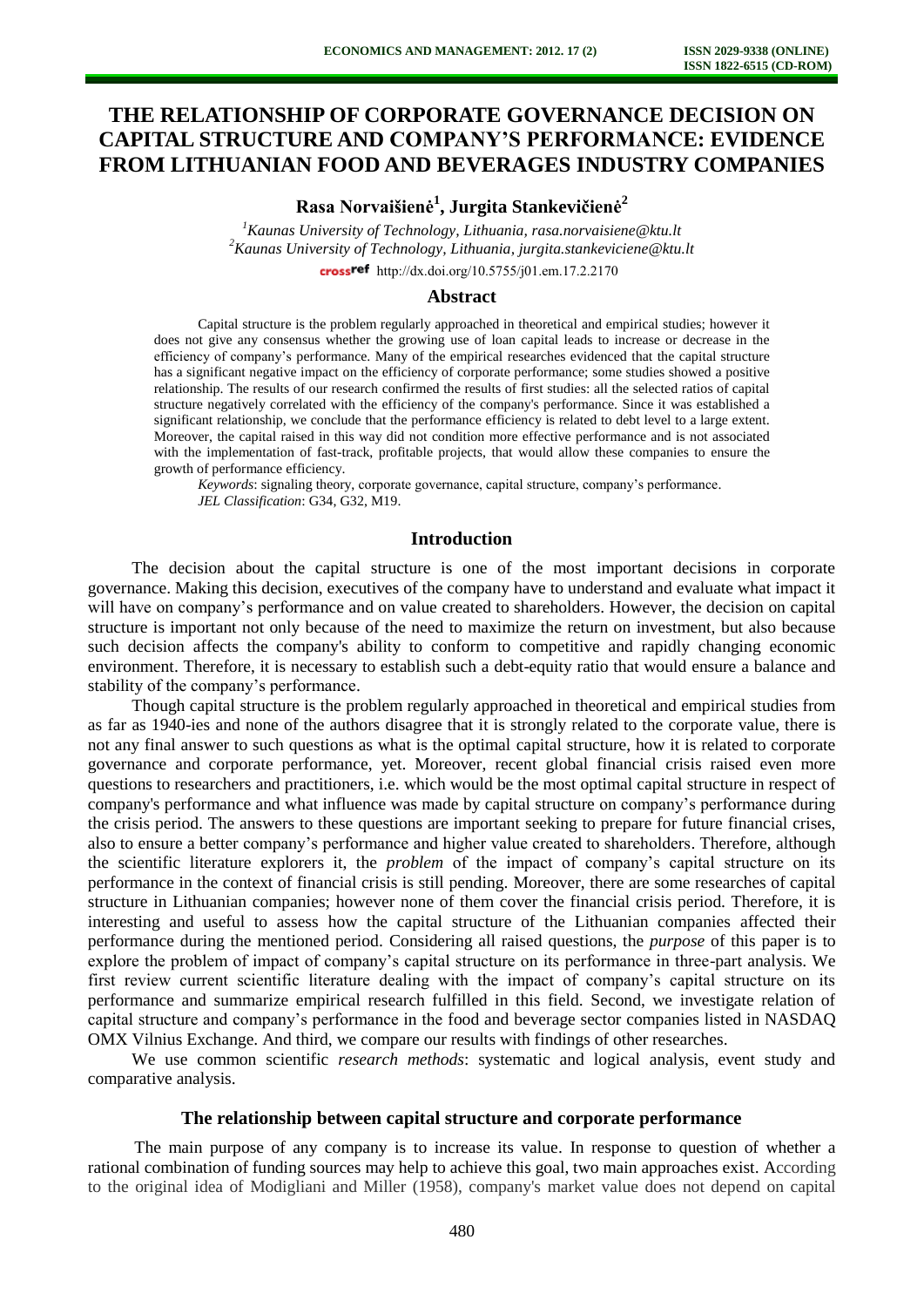# THE RELATIONSHIP OF CORPORATE GOVERNANCE DECISION ON CAPITAL STRUCTURE AND COMPANY'S PERFORMANCE: EVIDENCE FROM LITHUANIAN FOOD AND BEVERAGES INDUSTRY COMPANIES

**Rasa Norvaišienė[1], Jurgita Stankevičienė[2]**

[1]*Kaunas University of Technology, Lithuania, rasa.norvaisiene@ktu.lt*
[2]*Kaunas University of Technology, Lithuania, jurgita.stankeviciene@ktu.lt*

http://dx.doi.org/10.5755/j01.em.17.2.2170

## Abstract

Capital structure is the problem regularly approached in theoretical and empirical studies; however it does not give any consensus whether the growing use of loan capital leads to increase or decrease in the efficiency of company's performance. Many of the empirical researches evidenced that the capital structure has a significant negative impact on the efficiency of corporate performance; some studies showed a positive relationship. The results of our research confirmed the results of first studies: all the selected ratios of capital structure negatively correlated with the efficiency of the company's performance. Since it was established a significant relationship, we conclude that the performance efficiency is related to debt level to a large extent. Moreover, the capital raised in this way did not condition more effective performance and is not associated with the implementation of fast-track, profitable projects, that would allow these companies to ensure the growth of performance efficiency.

*Keywords*: signaling theory, corporate governance, capital structure, company's performance.
*JEL Classification*: G34, G32, M19.

## Introduction

The decision about the capital structure is one of the most important decisions in corporate governance. Making this decision, executives of the company have to understand and evaluate what impact it will have on company's performance and on value created to shareholders. However, the decision on capital structure is important not only because of the need to maximize the return on investment, but also because such decision affects the company's ability to conform to competitive and rapidly changing economic environment. Therefore, it is necessary to establish such a debt-equity ratio that would ensure a balance and stability of the company's performance.

Though capital structure is the problem regularly approached in theoretical and empirical studies from as far as 1940-ies and none of the authors disagree that it is strongly related to the corporate value, there is not any final answer to such questions as what is the optimal capital structure, how it is related to corporate governance and corporate performance, yet. Moreover, recent global financial crisis raised even more questions to researchers and practitioners, i.e. which would be the most optimal capital structure in respect of company's performance and what influence was made by capital structure on company's performance during the crisis period. The answers to these questions are important seeking to prepare for future financial crises, also to ensure a better company's performance and higher value created to shareholders. Therefore, although the scientific literature explorers it, the *problem* of the impact of company's capital structure on its performance in the context of financial crisis is still pending. Moreover, there are some researches of capital structure in Lithuanian companies; however none of them cover the financial crisis period. Therefore, it is interesting and useful to assess how the capital structure of the Lithuanian companies affected their performance during the mentioned period. Considering all raised questions, the *purpose* of this paper is to explore the problem of impact of company's capital structure on its performance in three-part analysis. We first review current scientific literature dealing with the impact of company's capital structure on its performance and summarize empirical research fulfilled in this field. Second, we investigate relation of capital structure and company's performance in the food and beverage sector companies listed in NASDAQ OMX Vilnius Exchange. And third, we compare our results with findings of other researches.

We use common scientific *research methods*: systematic and logical analysis, event study and comparative analysis.

## The relationship between capital structure and corporate performance

The main purpose of any company is to increase its value. In response to question of whether a rational combination of funding sources may help to achieve this goal, two main approaches exist. According to the original idea of Modigliani and Miller (1958), company's market value does not depend on capital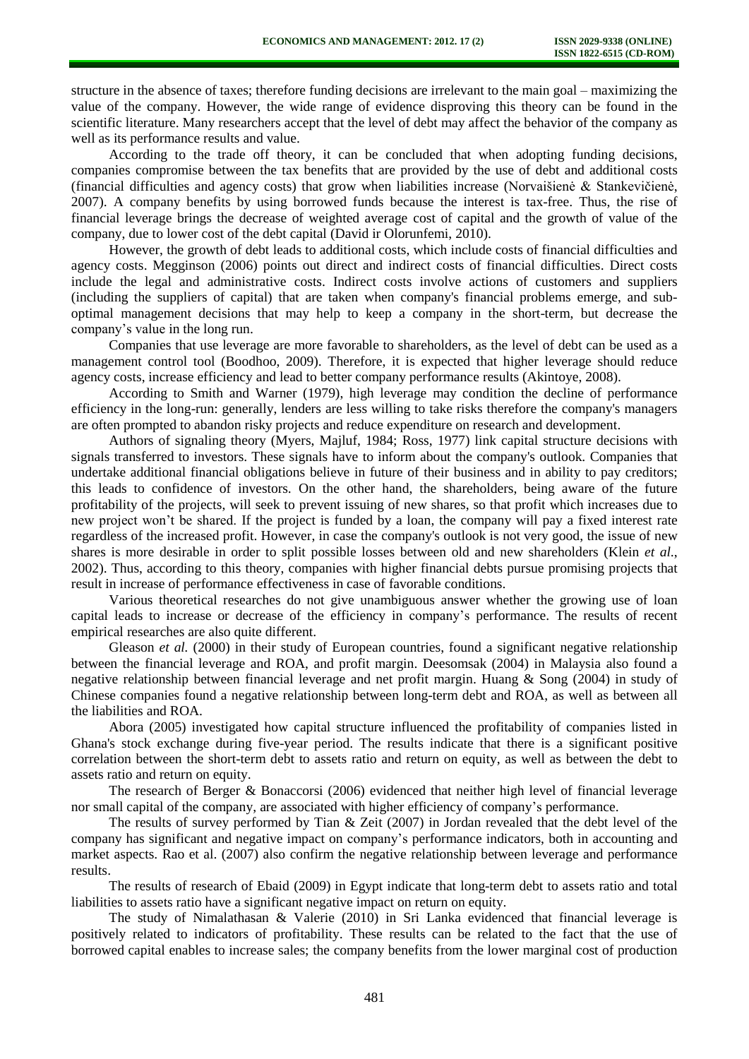structure in the absence of taxes; therefore funding decisions are irrelevant to the main goal – maximizing the value of the company. However, the wide range of evidence disproving this theory can be found in the scientific literature. Many researchers accept that the level of debt may affect the behavior of the company as well as its performance results and value.

According to the trade off theory, it can be concluded that when adopting funding decisions, companies compromise between the tax benefits that are provided by the use of debt and additional costs (financial difficulties and agency costs) that grow when liabilities increase (Norvaišienė & Stankevičienė, 2007). A company benefits by using borrowed funds because the interest is tax-free. Thus, the rise of financial leverage brings the decrease of weighted average cost of capital and the growth of value of the company, due to lower cost of the debt capital (David ir Olorunfemi, 2010).

However, the growth of debt leads to additional costs, which include costs of financial difficulties and agency costs. Megginson (2006) points out direct and indirect costs of financial difficulties. Direct costs include the legal and administrative costs. Indirect costs involve actions of customers and suppliers (including the suppliers of capital) that are taken when company's financial problems emerge, and sub-optimal management decisions that may help to keep a company in the short-term, but decrease the company's value in the long run.

Companies that use leverage are more favorable to shareholders, as the level of debt can be used as a management control tool (Boodhoo, 2009). Therefore, it is expected that higher leverage should reduce agency costs, increase efficiency and lead to better company performance results (Akintoye, 2008).

According to Smith and Warner (1979), high leverage may condition the decline of performance efficiency in the long-run: generally, lenders are less willing to take risks therefore the company's managers are often prompted to abandon risky projects and reduce expenditure on research and development.

Authors of signaling theory (Myers, Majluf, 1984; Ross, 1977) link capital structure decisions with signals transferred to investors. These signals have to inform about the company's outlook. Companies that undertake additional financial obligations believe in future of their business and in ability to pay creditors; this leads to confidence of investors. On the other hand, the shareholders, being aware of the future profitability of the projects, will seek to prevent issuing of new shares, so that profit which increases due to new project won't be shared. If the project is funded by a loan, the company will pay a fixed interest rate regardless of the increased profit. However, in case the company's outlook is not very good, the issue of new shares is more desirable in order to split possible losses between old and new shareholders (Klein *et al.*, 2002). Thus, according to this theory, companies with higher financial debts pursue promising projects that result in increase of performance effectiveness in case of favorable conditions.

Various theoretical researches do not give unambiguous answer whether the growing use of loan capital leads to increase or decrease of the efficiency in company's performance. The results of recent empirical researches are also quite different.

Gleason *et al.* (2000) in their study of European countries, found a significant negative relationship between the financial leverage and ROA, and profit margin. Deesomsak (2004) in Malaysia also found a negative relationship between financial leverage and net profit margin. Huang & Song (2004) in study of Chinese companies found a negative relationship between long-term debt and ROA, as well as between all the liabilities and ROA.

Abora (2005) investigated how capital structure influenced the profitability of companies listed in Ghana's stock exchange during five-year period. The results indicate that there is a significant positive correlation between the short-term debt to assets ratio and return on equity, as well as between the debt to assets ratio and return on equity.

The research of Berger & Bonaccorsi (2006) evidenced that neither high level of financial leverage nor small capital of the company, are associated with higher efficiency of company's performance.

The results of survey performed by Tian & Zeit (2007) in Jordan revealed that the debt level of the company has significant and negative impact on company's performance indicators, both in accounting and market aspects. Rao et al. (2007) also confirm the negative relationship between leverage and performance results.

The results of research of Ebaid (2009) in Egypt indicate that long-term debt to assets ratio and total liabilities to assets ratio have a significant negative impact on return on equity.

The study of Nimalathasan & Valerie (2010) in Sri Lanka evidenced that financial leverage is positively related to indicators of profitability. These results can be related to the fact that the use of borrowed capital enables to increase sales; the company benefits from the lower marginal cost of production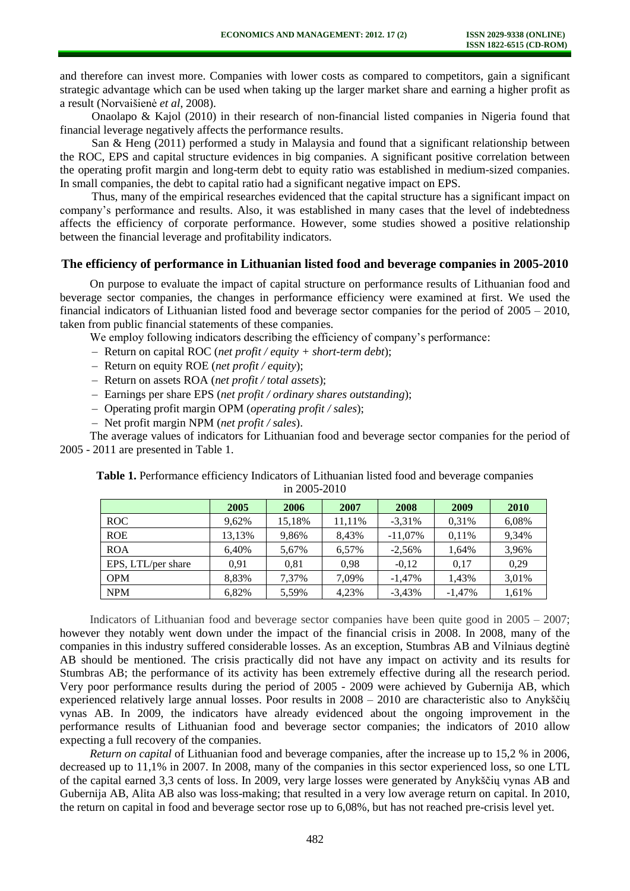and therefore can invest more. Companies with lower costs as compared to competitors, gain a significant strategic advantage which can be used when taking up the larger market share and earning a higher profit as a result (Norvaišienė *et al*, 2008).

Onaolapo & Kajol (2010) in their research of non-financial listed companies in Nigeria found that financial leverage negatively affects the performance results.

San & Heng (2011) performed a study in Malaysia and found that a significant relationship between the ROC, EPS and capital structure evidences in big companies. A significant positive correlation between the operating profit margin and long-term debt to equity ratio was established in medium-sized companies. In small companies, the debt to capital ratio had a significant negative impact on EPS.

Thus, many of the empirical researches evidenced that the capital structure has a significant impact on company's performance and results. Also, it was established in many cases that the level of indebtedness affects the efficiency of corporate performance. However, some studies showed a positive relationship between the financial leverage and profitability indicators.

## The efficiency of performance in Lithuanian listed food and beverage companies in 2005-2010

On purpose to evaluate the impact of capital structure on performance results of Lithuanian food and beverage sector companies, the changes in performance efficiency were examined at first. We used the financial indicators of Lithuanian listed food and beverage sector companies for the period of 2005 – 2010, taken from public financial statements of these companies.

We employ following indicators describing the efficiency of company's performance:

- Return on capital ROC (*net profit / equity + short-term debt*);
- Return on equity ROE (*net profit / equity*);
- Return on assets ROA (*net profit / total assets*);
- Earnings per share EPS (*net profit / ordinary shares outstanding*);
- Operating profit margin OPM (*operating profit / sales*);
- Net profit margin NPM (*net profit / sales*).

The average values of indicators for Lithuanian food and beverage sector companies for the period of 2005 - 2011 are presented in Table 1.

**Table 1.** Performance efficiency Indicators of Lithuanian listed food and beverage companies in 2005-2010

| | 2005 | 2006 | 2007 | 2008 | 2009 | 2010 |
|---|---|---|---|---|---|---|
| ROC | 9,62% | 15,18% | 11,11% | -3,31% | 0,31% | 6,08% |
| ROE | 13,13% | 9,86% | 8,43% | -11,07% | 0,11% | 9,34% |
| ROA | 6,40% | 5,67% | 6,57% | -2,56% | 1,64% | 3,96% |
| EPS, LTL/per share | 0,91 | 0,81 | 0,98 | -0,12 | 0,17 | 0,29 |
| OPM | 8,83% | 7,37% | 7,09% | -1,47% | 1,43% | 3,01% |
| NPM | 6,82% | 5,59% | 4,23% | -3,43% | -1,47% | 1,61% |

Indicators of Lithuanian food and beverage sector companies have been quite good in 2005 – 2007; however they notably went down under the impact of the financial crisis in 2008. In 2008, many of the companies in this industry suffered considerable losses. As an exception, Stumbras AB and Vilniaus degtinė AB should be mentioned. The crisis practically did not have any impact on activity and its results for Stumbras AB; the performance of its activity has been extremely effective during all the research period. Very poor performance results during the period of 2005 - 2009 were achieved by Gubernija AB, which experienced relatively large annual losses. Poor results in 2008 – 2010 are characteristic also to Anykščių vynas AB. In 2009, the indicators have already evidenced about the ongoing improvement in the performance results of Lithuanian food and beverage sector companies; the indicators of 2010 allow expecting a full recovery of the companies.

*Return on capital* of Lithuanian food and beverage companies, after the increase up to 15,2 % in 2006, decreased up to 11,1% in 2007. In 2008, many of the companies in this sector experienced loss, so one LTL of the capital earned 3,3 cents of loss. In 2009, very large losses were generated by Anykščių vynas AB and Gubernija AB, Alita AB also was loss-making; that resulted in a very low average return on capital. In 2010, the return on capital in food and beverage sector rose up to 6,08%, but has not reached pre-crisis level yet.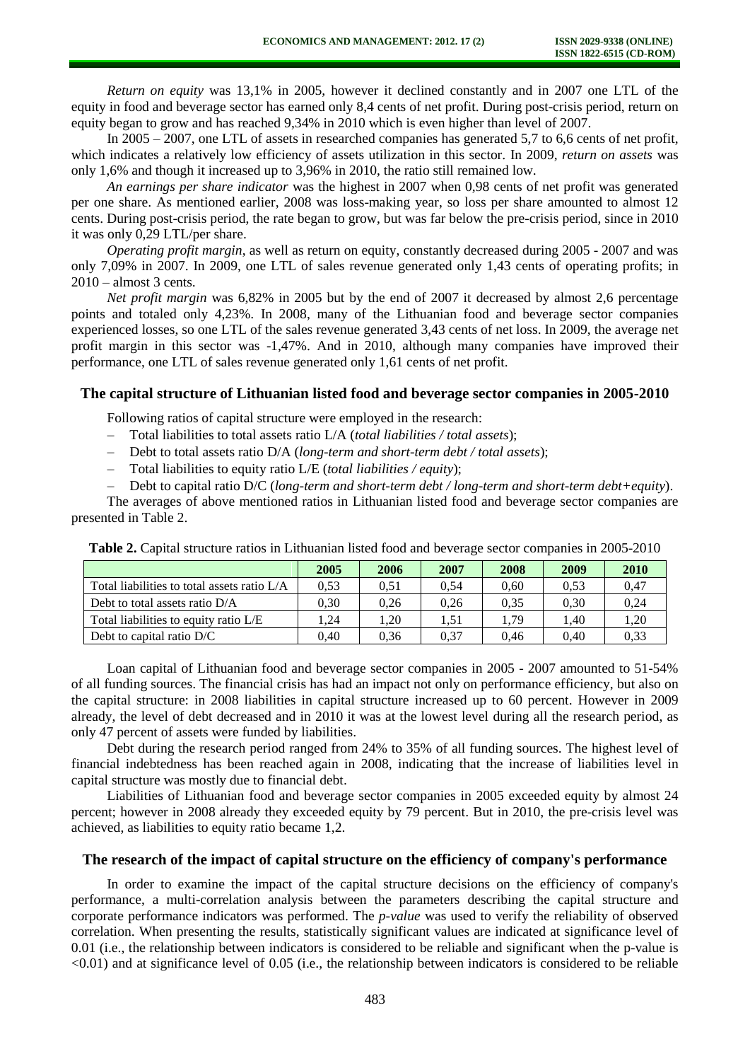*Return on equity* was 13,1% in 2005, however it declined constantly and in 2007 one LTL of the equity in food and beverage sector has earned only 8,4 cents of net profit. During post-crisis period, return on equity began to grow and has reached 9,34% in 2010 which is even higher than level of 2007.

In 2005 – 2007, one LTL of assets in researched companies has generated 5,7 to 6,6 cents of net profit, which indicates a relatively low efficiency of assets utilization in this sector. In 2009, *return on assets* was only 1,6% and though it increased up to 3,96% in 2010, the ratio still remained low.

*An earnings per share indicator* was the highest in 2007 when 0,98 cents of net profit was generated per one share. As mentioned earlier, 2008 was loss-making year, so loss per share amounted to almost 12 cents. During post-crisis period, the rate began to grow, but was far below the pre-crisis period, since in 2010 it was only 0,29 LTL/per share.

*Operating profit margin*, as well as return on equity, constantly decreased during 2005 - 2007 and was only 7,09% in 2007. In 2009, one LTL of sales revenue generated only 1,43 cents of operating profits; in 2010 – almost 3 cents.

*Net profit margin* was 6,82% in 2005 but by the end of 2007 it decreased by almost 2,6 percentage points and totaled only 4,23%. In 2008, many of the Lithuanian food and beverage sector companies experienced losses, so one LTL of the sales revenue generated 3,43 cents of net loss. In 2009, the average net profit margin in this sector was -1,47%. And in 2010, although many companies have improved their performance, one LTL of sales revenue generated only 1,61 cents of net profit.

## The capital structure of Lithuanian listed food and beverage sector companies in 2005-2010

Following ratios of capital structure were employed in the research:

- Total liabilities to total assets ratio L/A (*total liabilities / total assets*);
- Debt to total assets ratio D/A (*long-term and short-term debt / total assets*);
- Total liabilities to equity ratio L/E (*total liabilities / equity*);
- Debt to capital ratio D/C (*long-term and short-term debt / long-term and short-term debt+equity*).

The averages of above mentioned ratios in Lithuanian listed food and beverage sector companies are presented in Table 2.

**Table 2.** Capital structure ratios in Lithuanian listed food and beverage sector companies in 2005-2010

| | 2005 | 2006 | 2007 | 2008 | 2009 | 2010 |
|---|---|---|---|---|---|---|
| Total liabilities to total assets ratio L/A | 0,53 | 0,51 | 0,54 | 0,60 | 0,53 | 0,47 |
| Debt to total assets ratio D/A | 0,30 | 0,26 | 0,26 | 0,35 | 0,30 | 0,24 |
| Total liabilities to equity ratio L/E | 1,24 | 1,20 | 1,51 | 1,79 | 1,40 | 1,20 |
| Debt to capital ratio D/C | 0,40 | 0,36 | 0,37 | 0,46 | 0,40 | 0,33 |

Loan capital of Lithuanian food and beverage sector companies in 2005 - 2007 amounted to 51-54% of all funding sources. The financial crisis has had an impact not only on performance efficiency, but also on the capital structure: in 2008 liabilities in capital structure increased up to 60 percent. However in 2009 already, the level of debt decreased and in 2010 it was at the lowest level during all the research period, as only 47 percent of assets were funded by liabilities.

Debt during the research period ranged from 24% to 35% of all funding sources. The highest level of financial indebtedness has been reached again in 2008, indicating that the increase of liabilities level in capital structure was mostly due to financial debt.

Liabilities of Lithuanian food and beverage sector companies in 2005 exceeded equity by almost 24 percent; however in 2008 already they exceeded equity by 79 percent. But in 2010, the pre-crisis level was achieved, as liabilities to equity ratio became 1,2.

## The research of the impact of capital structure on the efficiency of company's performance

In order to examine the impact of the capital structure decisions on the efficiency of company's performance, a multi-correlation analysis between the parameters describing the capital structure and corporate performance indicators was performed. The *p-value* was used to verify the reliability of observed correlation. When presenting the results, statistically significant values are indicated at significance level of 0.01 (i.e., the relationship between indicators is considered to be reliable and significant when the p-value is <0.01) and at significance level of 0.05 (i.e., the relationship between indicators is considered to be reliable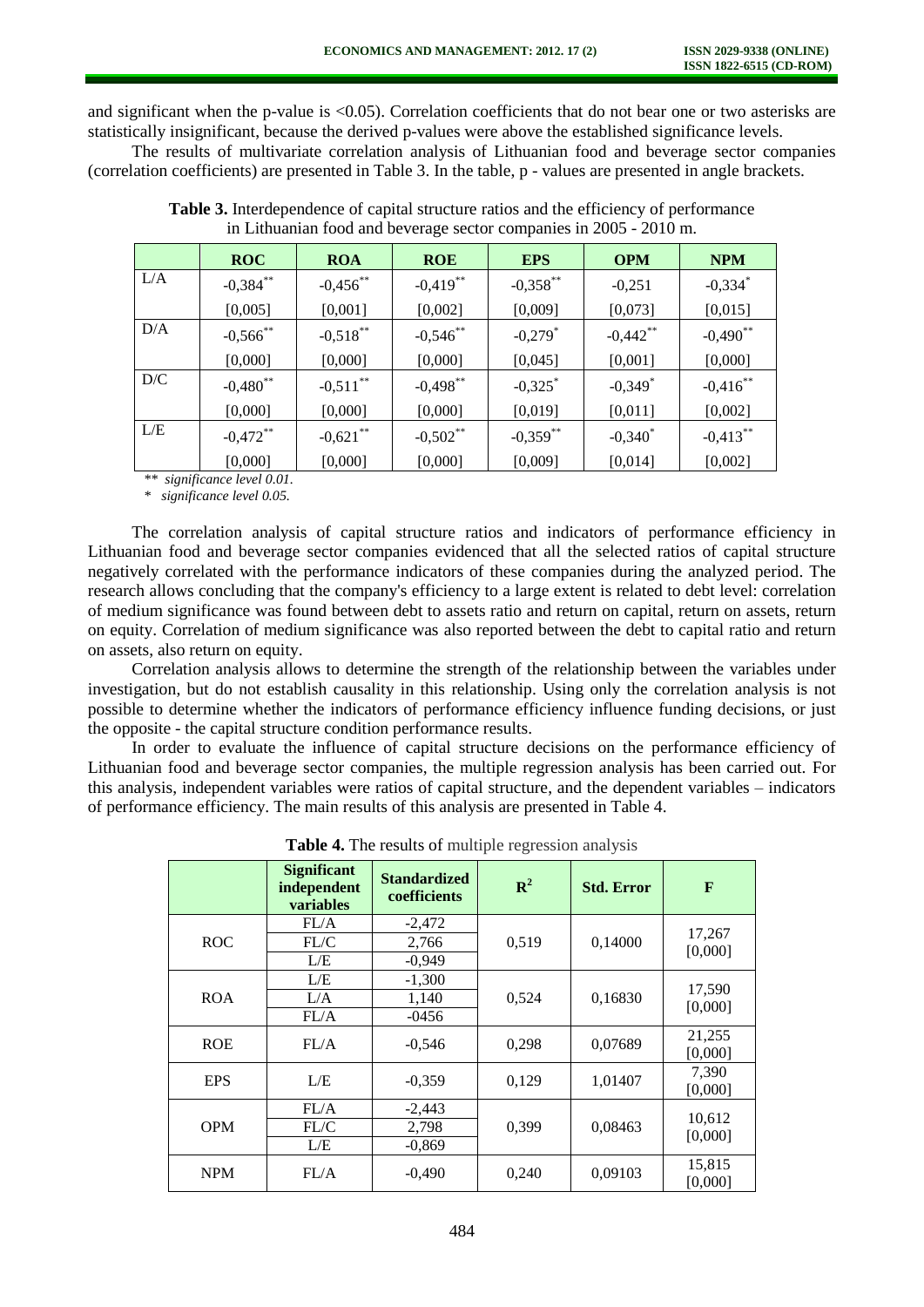and significant when the p-value is <0.05). Correlation coefficients that do not bear one or two asterisks are statistically insignificant, because the derived p-values were above the established significance levels.

The results of multivariate correlation analysis of Lithuanian food and beverage sector companies (correlation coefficients) are presented in Table 3. In the table, p - values are presented in angle brackets.

**Table 3.** Interdependence of capital structure ratios and the efficiency of performance in Lithuanian food and beverage sector companies in 2005 - 2010 m.

| | ROC | ROA | ROE | EPS | OPM | NPM |
|---|---|---|---|---|---|---|
| L/A | -0,384** | -0,456** | -0,419** | -0,358** | -0,251 | -0,334* |
| | [0,005] | [0,001] | [0,002] | [0,009] | [0,073] | [0,015] |
| D/A | -0,566** | -0,518** | -0,546** | -0,279* | -0,442** | -0,490** |
| | [0,000] | [0,000] | [0,000] | [0,045] | [0,001] | [0,000] |
| D/C | -0,480** | -0,511** | -0,498** | -0,325* | -0,349* | -0,416** |
| | [0,000] | [0,000] | [0,000] | [0,019] | [0,011] | [0,002] |
| L/E | -0,472** | -0,621** | -0,502** | -0,359** | -0,340* | -0,413** |
| | [0,000] | [0,000] | [0,000] | [0,009] | [0,014] | [0,002] |

*\*\* significance level 0.01.*

*\* significance level 0.05.*

The correlation analysis of capital structure ratios and indicators of performance efficiency in Lithuanian food and beverage sector companies evidenced that all the selected ratios of capital structure negatively correlated with the performance indicators of these companies during the analyzed period. The research allows concluding that the company's efficiency to a large extent is related to debt level: correlation of medium significance was found between debt to assets ratio and return on capital, return on assets, return on equity. Correlation of medium significance was also reported between the debt to capital ratio and return on assets, also return on equity.

Correlation analysis allows to determine the strength of the relationship between the variables under investigation, but do not establish causality in this relationship. Using only the correlation analysis is not possible to determine whether the indicators of performance efficiency influence funding decisions, or just the opposite - the capital structure condition performance results.

In order to evaluate the influence of capital structure decisions on the performance efficiency of Lithuanian food and beverage sector companies, the multiple regression analysis has been carried out. For this analysis, independent variables were ratios of capital structure, and the dependent variables – indicators of performance efficiency. The main results of this analysis are presented in Table 4.

**Table 4.** The results of multiple regression analysis

| | Significant independent variables | Standardized coefficients | $R^2$ | Std. Error | F |
|---|---|---|---|---|---|
| ROC | FL/A | -2,472 | 0,519 | 0,14000 | 17,267 [0,000] |
| | FL/C | 2,766 | | | |
| | L/E | -0,949 | | | |
| ROA | L/E | -1,300 | 0,524 | 0,16830 | 17,590 [0,000] |
| | L/A | 1,140 | | | |
| | FL/A | -0456 | | | |
| ROE | FL/A | -0,546 | 0,298 | 0,07689 | 21,255 [0,000] |
| EPS | L/E | -0,359 | 0,129 | 1,01407 | 7,390 [0,000] |
| OPM | FL/A | -2,443 | 0,399 | 0,08463 | 10,612 [0,000] |
| | FL/C | 2,798 | | | |
| | L/E | -0,869 | | | |
| NPM | FL/A | -0,490 | 0,240 | 0,09103 | 15,815 [0,000] |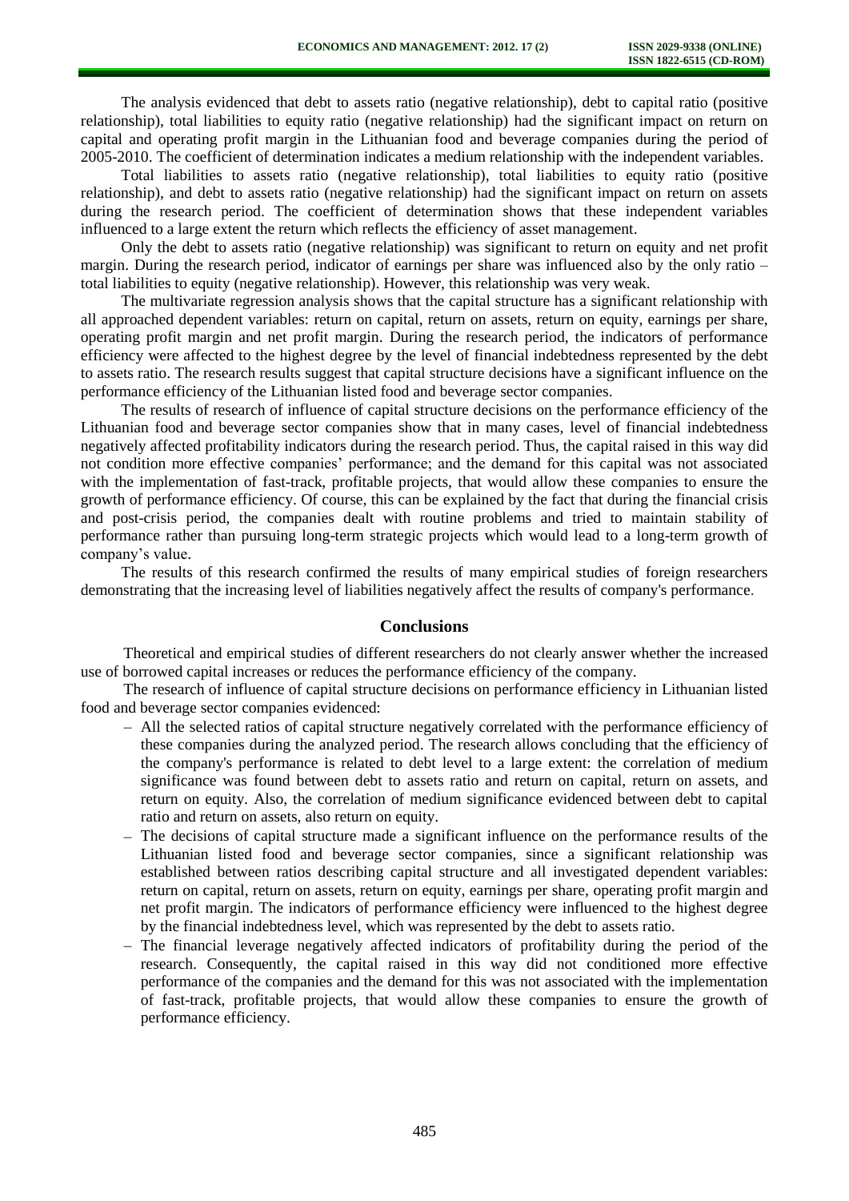The analysis evidenced that debt to assets ratio (negative relationship), debt to capital ratio (positive relationship), total liabilities to equity ratio (negative relationship) had the significant impact on return on capital and operating profit margin in the Lithuanian food and beverage companies during the period of 2005-2010. The coefficient of determination indicates a medium relationship with the independent variables.

Total liabilities to assets ratio (negative relationship), total liabilities to equity ratio (positive relationship), and debt to assets ratio (negative relationship) had the significant impact on return on assets during the research period. The coefficient of determination shows that these independent variables influenced to a large extent the return which reflects the efficiency of asset management.

Only the debt to assets ratio (negative relationship) was significant to return on equity and net profit margin. During the research period, indicator of earnings per share was influenced also by the only ratio – total liabilities to equity (negative relationship). However, this relationship was very weak.

The multivariate regression analysis shows that the capital structure has a significant relationship with all approached dependent variables: return on capital, return on assets, return on equity, earnings per share, operating profit margin and net profit margin. During the research period, the indicators of performance efficiency were affected to the highest degree by the level of financial indebtedness represented by the debt to assets ratio. The research results suggest that capital structure decisions have a significant influence on the performance efficiency of the Lithuanian listed food and beverage sector companies.

The results of research of influence of capital structure decisions on the performance efficiency of the Lithuanian food and beverage sector companies show that in many cases, level of financial indebtedness negatively affected profitability indicators during the research period. Thus, the capital raised in this way did not condition more effective companies' performance; and the demand for this capital was not associated with the implementation of fast-track, profitable projects, that would allow these companies to ensure the growth of performance efficiency. Of course, this can be explained by the fact that during the financial crisis and post-crisis period, the companies dealt with routine problems and tried to maintain stability of performance rather than pursuing long-term strategic projects which would lead to a long-term growth of company's value.

The results of this research confirmed the results of many empirical studies of foreign researchers demonstrating that the increasing level of liabilities negatively affect the results of company's performance.

## Conclusions

Theoretical and empirical studies of different researchers do not clearly answer whether the increased use of borrowed capital increases or reduces the performance efficiency of the company.

The research of influence of capital structure decisions on performance efficiency in Lithuanian listed food and beverage sector companies evidenced:

- All the selected ratios of capital structure negatively correlated with the performance efficiency of these companies during the analyzed period. The research allows concluding that the efficiency of the company's performance is related to debt level to a large extent: the correlation of medium significance was found between debt to assets ratio and return on capital, return on assets, and return on equity. Also, the correlation of medium significance evidenced between debt to capital ratio and return on assets, also return on equity.
- The decisions of capital structure made a significant influence on the performance results of the Lithuanian listed food and beverage sector companies, since a significant relationship was established between ratios describing capital structure and all investigated dependent variables: return on capital, return on assets, return on equity, earnings per share, operating profit margin and net profit margin. The indicators of performance efficiency were influenced to the highest degree by the financial indebtedness level, which was represented by the debt to assets ratio.
- The financial leverage negatively affected indicators of profitability during the period of the research. Consequently, the capital raised in this way did not conditioned more effective performance of the companies and the demand for this was not associated with the implementation of fast-track, profitable projects, that would allow these companies to ensure the growth of performance efficiency.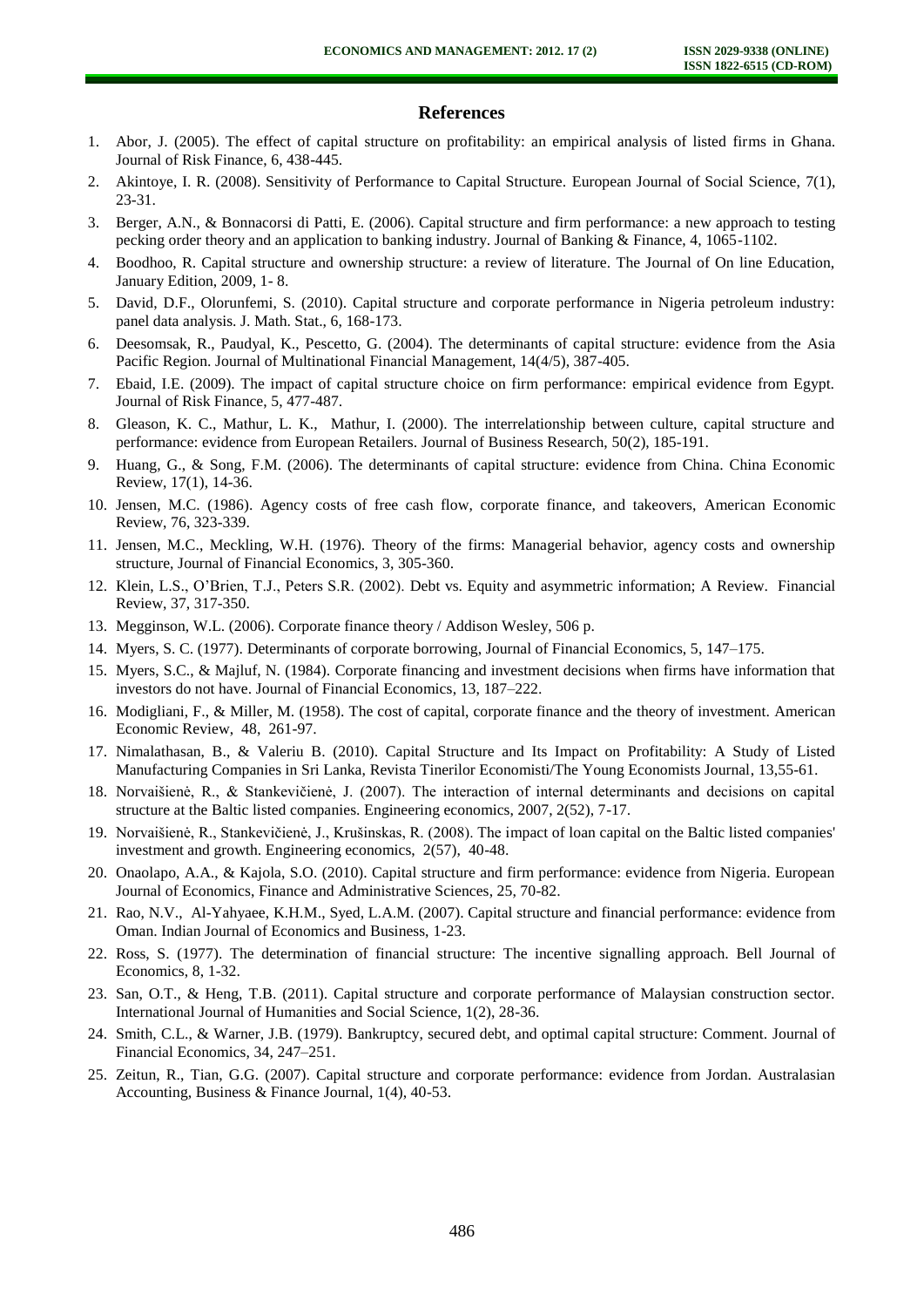## References

1. Abor, J. (2005). The effect of capital structure on profitability: an empirical analysis of listed firms in Ghana. Journal of Risk Finance, 6, 438-445.
2. Akintoye, I. R. (2008). Sensitivity of Performance to Capital Structure. European Journal of Social Science, 7(1), 23-31.
3. Berger, A.N., & Bonnacorsi di Patti, E. (2006). Capital structure and firm performance: a new approach to testing pecking order theory and an application to banking industry. Journal of Banking & Finance, 4, 1065-1102.
4. Boodhoo, R. Capital structure and ownership structure: a review of literature. The Journal of On line Education, January Edition, 2009, 1- 8.
5. David, D.F., Olorunfemi, S. (2010). Capital structure and corporate performance in Nigeria petroleum industry: panel data analysis. J. Math. Stat., 6, 168-173.
6. Deesomsak, R., Paudyal, K., Pescetto, G. (2004). The determinants of capital structure: evidence from the Asia Pacific Region. Journal of Multinational Financial Management, 14(4/5), 387-405.
7. Ebaid, I.E. (2009). The impact of capital structure choice on firm performance: empirical evidence from Egypt. Journal of Risk Finance, 5, 477-487.
8. Gleason, K. C., Mathur, L. K., Mathur, I. (2000). The interrelationship between culture, capital structure and performance: evidence from European Retailers. Journal of Business Research, 50(2), 185-191.
9. Huang, G., & Song, F.M. (2006). The determinants of capital structure: evidence from China. China Economic Review, 17(1), 14-36.
10. Jensen, M.C. (1986). Agency costs of free cash flow, corporate finance, and takeovers, American Economic Review, 76, 323-339.
11. Jensen, M.C., Meckling, W.H. (1976). Theory of the firms: Managerial behavior, agency costs and ownership structure, Journal of Financial Economics, 3, 305-360.
12. Klein, L.S., O'Brien, T.J., Peters S.R. (2002). Debt vs. Equity and asymmetric information; A Review. Financial Review, 37, 317-350.
13. Megginson, W.L. (2006). Corporate finance theory / Addison Wesley, 506 p.
14. Myers, S. C. (1977). Determinants of corporate borrowing, Journal of Financial Economics, 5, 147–175.
15. Myers, S.C., & Majluf, N. (1984). Corporate financing and investment decisions when firms have information that investors do not have. Journal of Financial Economics, 13, 187–222.
16. Modigliani, F., & Miller, M. (1958). The cost of capital, corporate finance and the theory of investment. American Economic Review, 48, 261-97.
17. Nimalathasan, B., & Valeriu B. (2010). Capital Structure and Its Impact on Profitability: A Study of Listed Manufacturing Companies in Sri Lanka, Revista Tinerilor Economisti/The Young Economists Journal, 13,55-61.
18. Norvaišienė, R., & Stankevičienė, J. (2007). The interaction of internal determinants and decisions on capital structure at the Baltic listed companies. Engineering economics, 2007, 2(52), 7-17.
19. Norvaišienė, R., Stankevičienė, J., Krušinskas, R. (2008). The impact of loan capital on the Baltic listed companies' investment and growth. Engineering economics, 2(57), 40-48.
20. Onaolapo, A.A., & Kajola, S.O. (2010). Capital structure and firm performance: evidence from Nigeria. European Journal of Economics, Finance and Administrative Sciences, 25, 70-82.
21. Rao, N.V., Al-Yahyaee, K.H.M., Syed, L.A.M. (2007). Capital structure and financial performance: evidence from Oman. Indian Journal of Economics and Business, 1-23.
22. Ross, S. (1977). The determination of financial structure: The incentive signalling approach. Bell Journal of Economics, 8, 1-32.
23. San, O.T., & Heng, T.B. (2011). Capital structure and corporate performance of Malaysian construction sector. International Journal of Humanities and Social Science, 1(2), 28-36.
24. Smith, C.L., & Warner, J.B. (1979). Bankruptcy, secured debt, and optimal capital structure: Comment. Journal of Financial Economics, 34, 247–251.
25. Zeitun, R., Tian, G.G. (2007). Capital structure and corporate performance: evidence from Jordan. Australasian Accounting, Business & Finance Journal, 1(4), 40-53.